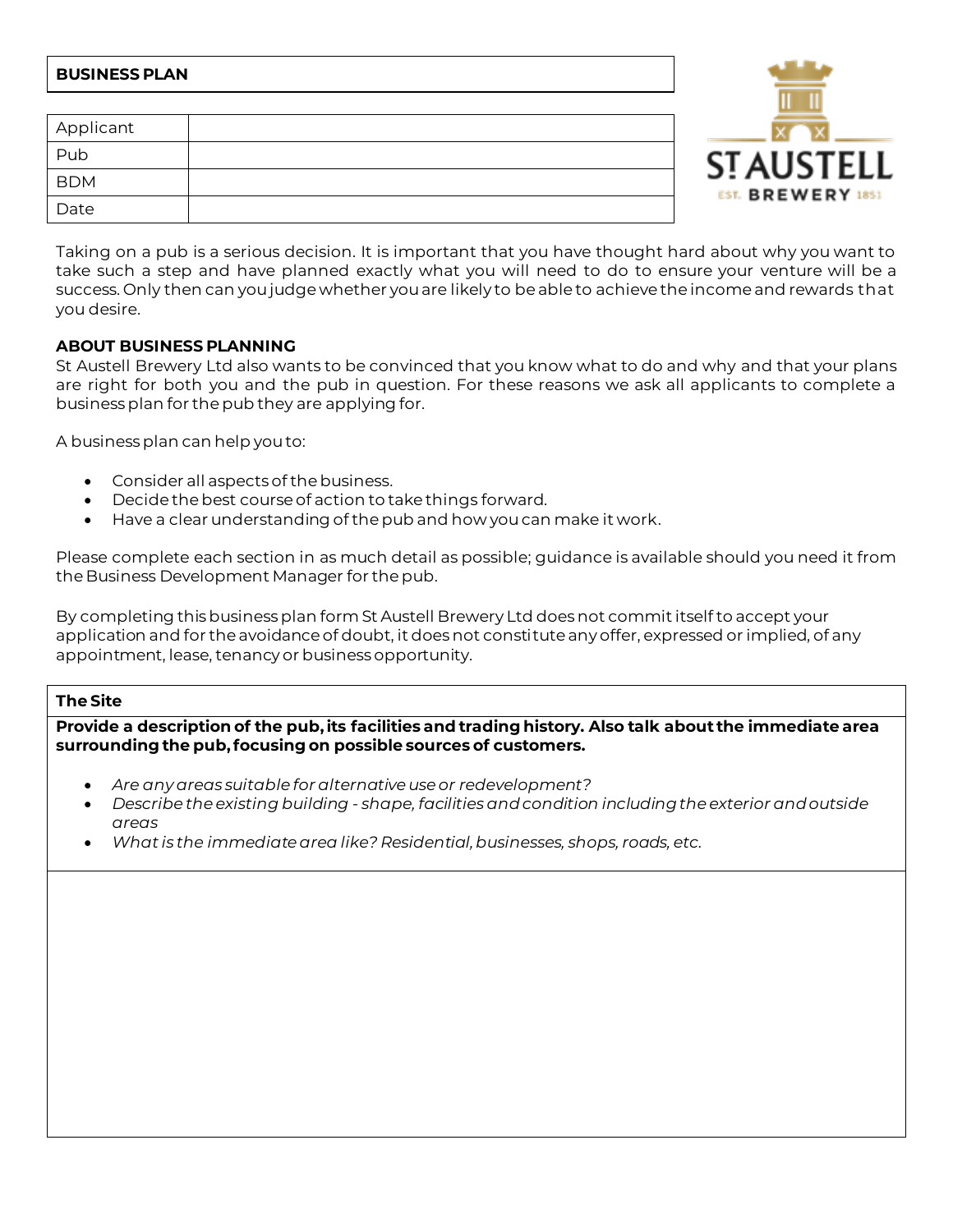# BUSINESS PLAN

| | |
|---|---|
| Applicant | |
| Pub | |
| BDM | |
| Date | |

Taking on a pub is a serious decision. It is important that you have thought hard about why you want to take such a step and have planned exactly what you will need to do to ensure your venture will be a success. Only then can you judge whether you are likely to be able to achieve the income and rewards that you desire.

## ABOUT BUSINESS PLANNING

St Austell Brewery Ltd also wants to be convinced that you know what to do and why and that your plans are right for both you and the pub in question. For these reasons we ask all applicants to complete a business plan for the pub they are applying for.

A business plan can help you to:

- Consider all aspects of the business.
- Decide the best course of action to take things forward.
- Have a clear understanding of the pub and how you can make it work.

Please complete each section in as much detail as possible; guidance is available should you need it from the Business Development Manager for the pub.

By completing this business plan form St Austell Brewery Ltd does not commit itself to accept your application and for the avoidance of doubt, it does not constitute any offer, expressed or implied, of any appointment, lease, tenancy or business opportunity.

## The Site

**Provide a description of the pub, its facilities and trading history. Also talk about the immediate area surrounding the pub, focusing on possible sources of customers.**

- *Are any areas suitable for alternative use or redevelopment?*
- *Describe the existing building - shape, facilities and condition including the exterior and outside areas*
- *What is the immediate area like? Residential, businesses, shops, roads, etc.*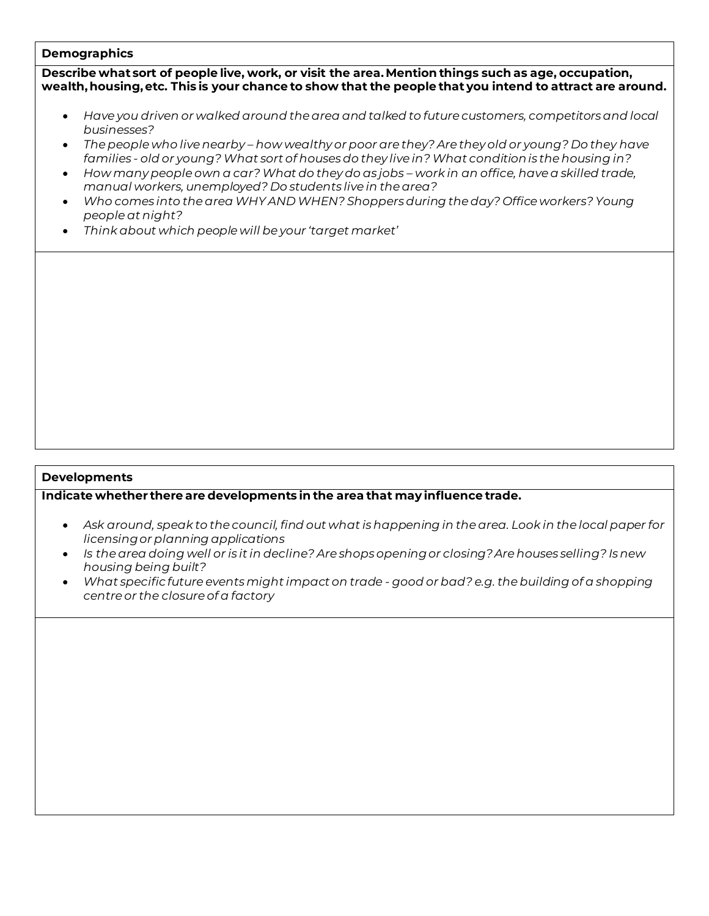## Demographics

**Describe what sort of people live, work, or visit the area. Mention things such as age, occupation, wealth, housing, etc. This is your chance to show that the people that you intend to attract are around.**

- *Have you driven or walked around the area and talked to future customers, competitors and local businesses?*
- *The people who live nearby – how wealthy or poor are they? Are they old or young? Do they have families - old or young? What sort of houses do they live in? What condition is the housing in?*
- *How many people own a car? What do they do as jobs – work in an office, have a skilled trade, manual workers, unemployed? Do students live in the area?*
- *Who comes into the area WHY AND WHEN? Shoppers during the day? Office workers? Young people at night?*
- *Think about which people will be your 'target market'*

## Developments

**Indicate whether there are developments in the area that may influence trade.**

- *Ask around, speak to the council, find out what is happening in the area. Look in the local paper for licensing or planning applications*
- *Is the area doing well or is it in decline? Are shops opening or closing? Are houses selling? Is new housing being built?*
- *What specific future events might impact on trade - good or bad? e.g. the building of a shopping centre or the closure of a factory*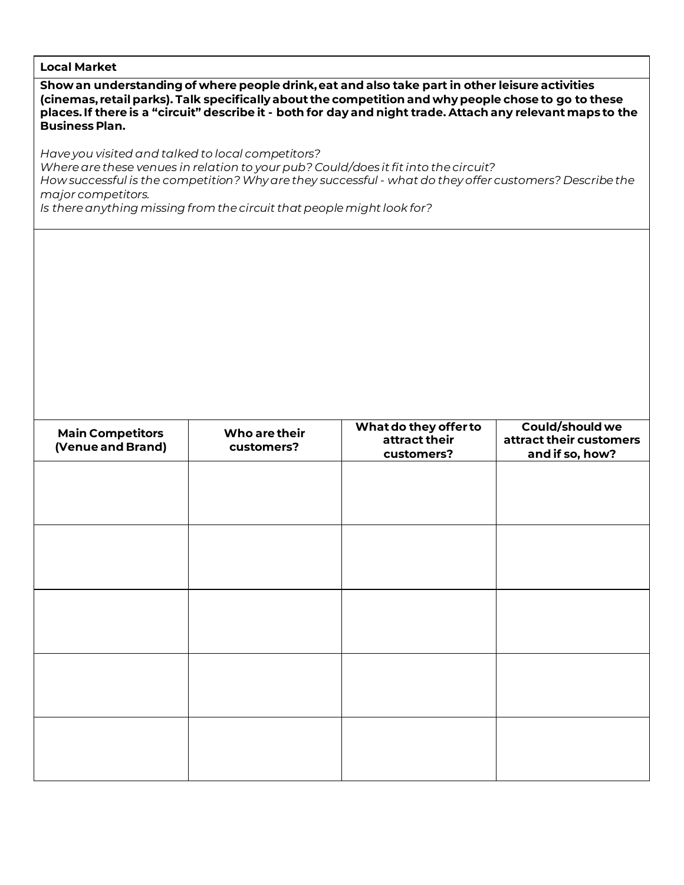**Local Market**

**Show an understanding of where people drink, eat and also take part in other leisure activities (cinemas, retail parks). Talk specifically about the competition and why people chose to go to these places. If there is a "circuit" describe it - both for day and night trade. Attach any relevant maps to the Business Plan.**

*Have you visited and talked to local competitors?*
*Where are these venues in relation to your pub? Could/does it fit into the circuit?*
*How successful is the competition? Why are they successful - what do they offer customers? Describe the major competitors.*
*Is there anything missing from the circuit that people might look for?*

| Main Competitors (Venue and Brand) | Who are their customers? | What do they offer to attract their customers? | Could/should we attract their customers and if so, how? |
| --- | --- | --- | --- |
| | | | |
| | | | |
| | | | |
| | | | |
| | | | |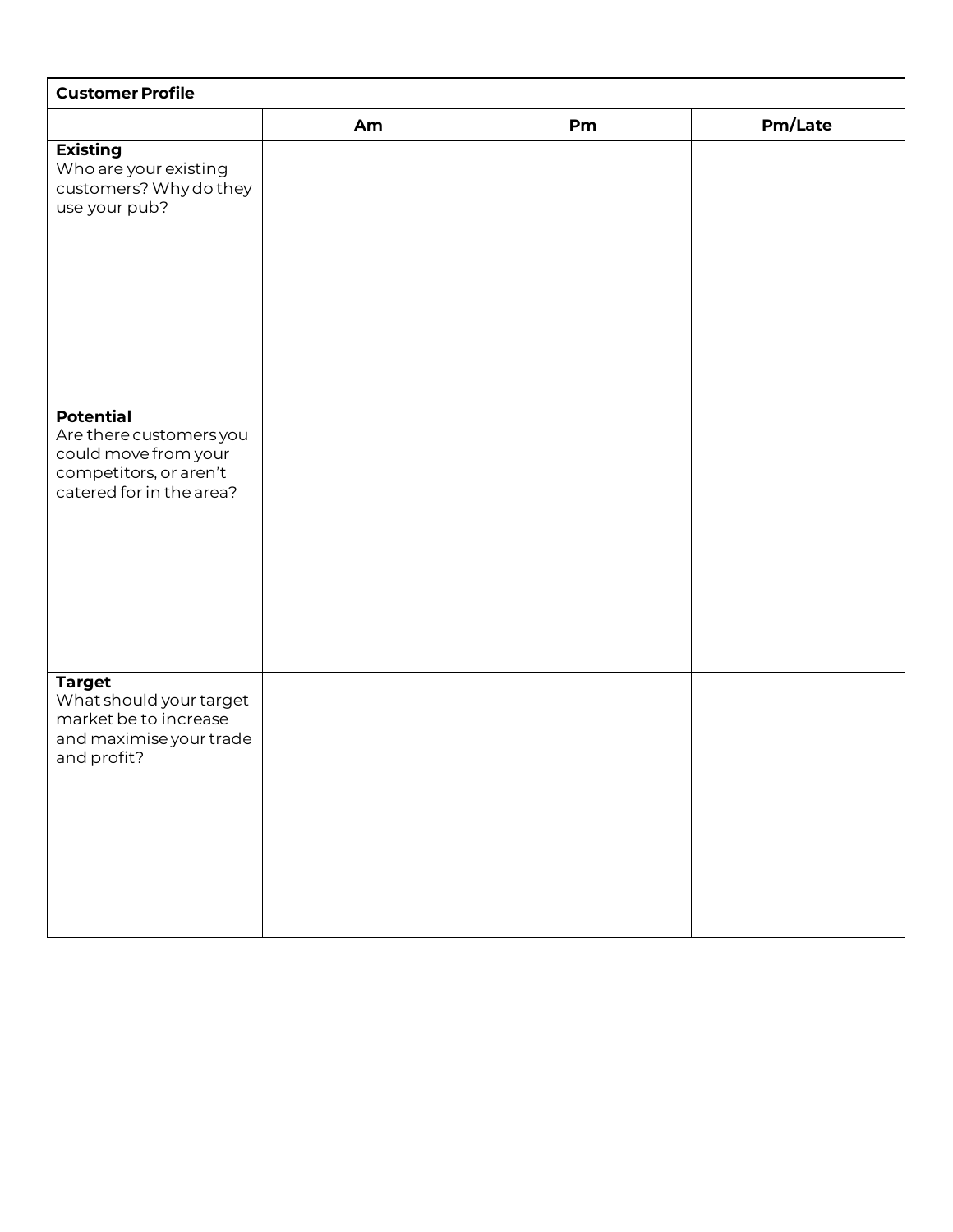| Customer Profile | | | |
|---|---|---|---|
| | **Am** | **Pm** | **Pm/Late** |
| **Existing** Who are your existing customers? Why do they use your pub? | | | |
| **Potential** Are there customers you could move from your competitors, or aren't catered for in the area? | | | |
| **Target** What should your target market be to increase and maximise your trade and profit? | | | |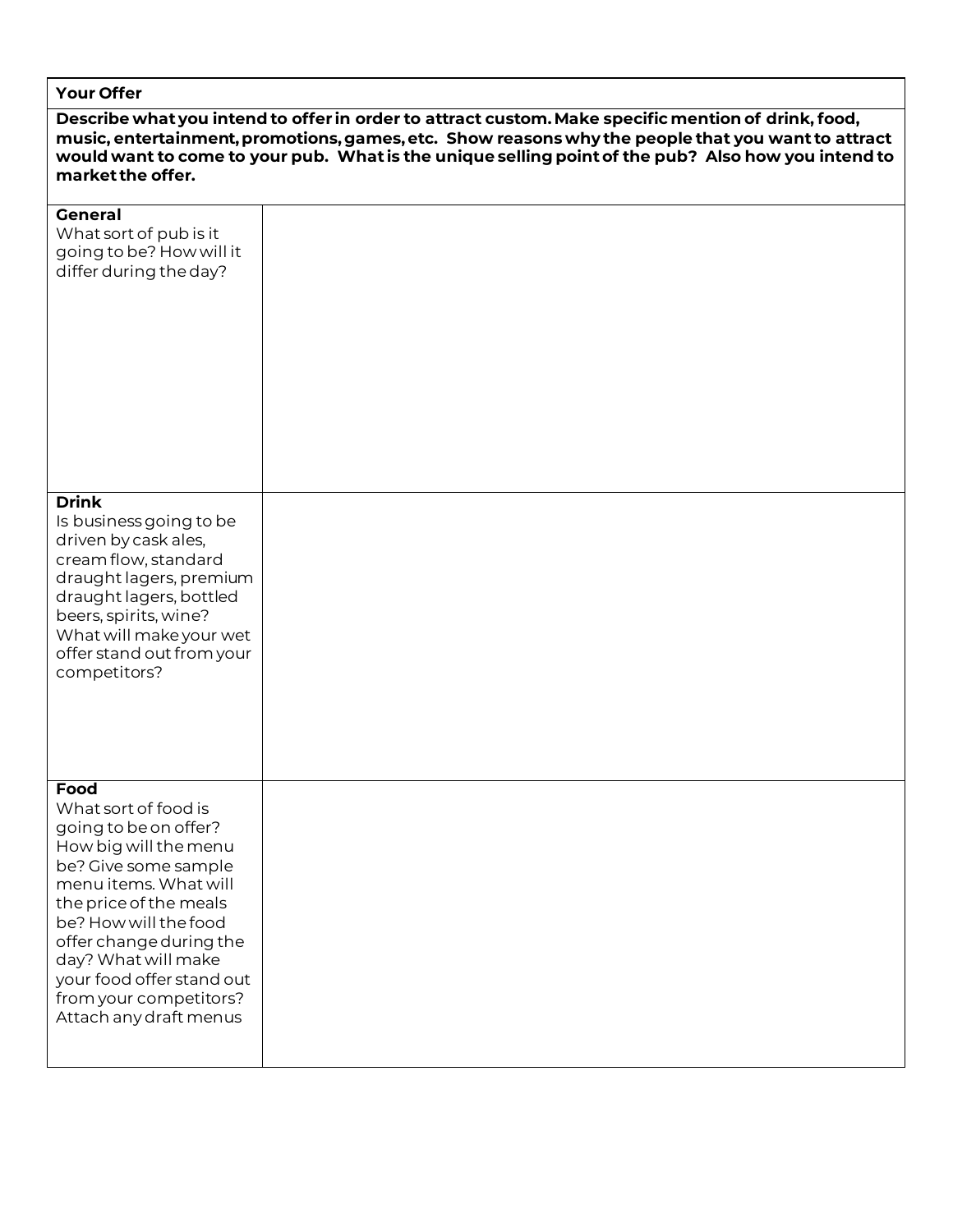| **Your Offer** | |
|---|---|
| **Describe what you intend to offer in order to attract custom. Make specific mention of drink, food, music, entertainment, promotions, games, etc. Show reasons why the people that you want to attract would want to come to your pub. What is the unique selling point of the pub? Also how you intend to market the offer.** | |
| **General**<br>What sort of pub is it going to be? How will it differ during the day? | |
| **Drink**<br>Is business going to be driven by cask ales, cream flow, standard draught lagers, premium draught lagers, bottled beers, spirits, wine? What will make your wet offer stand out from your competitors? | |
| **Food**<br>What sort of food is going to be on offer? How big will the menu be? Give some sample menu items. What will the price of the meals be? How will the food offer change during the day? What will make your food offer stand out from your competitors? Attach any draft menus | |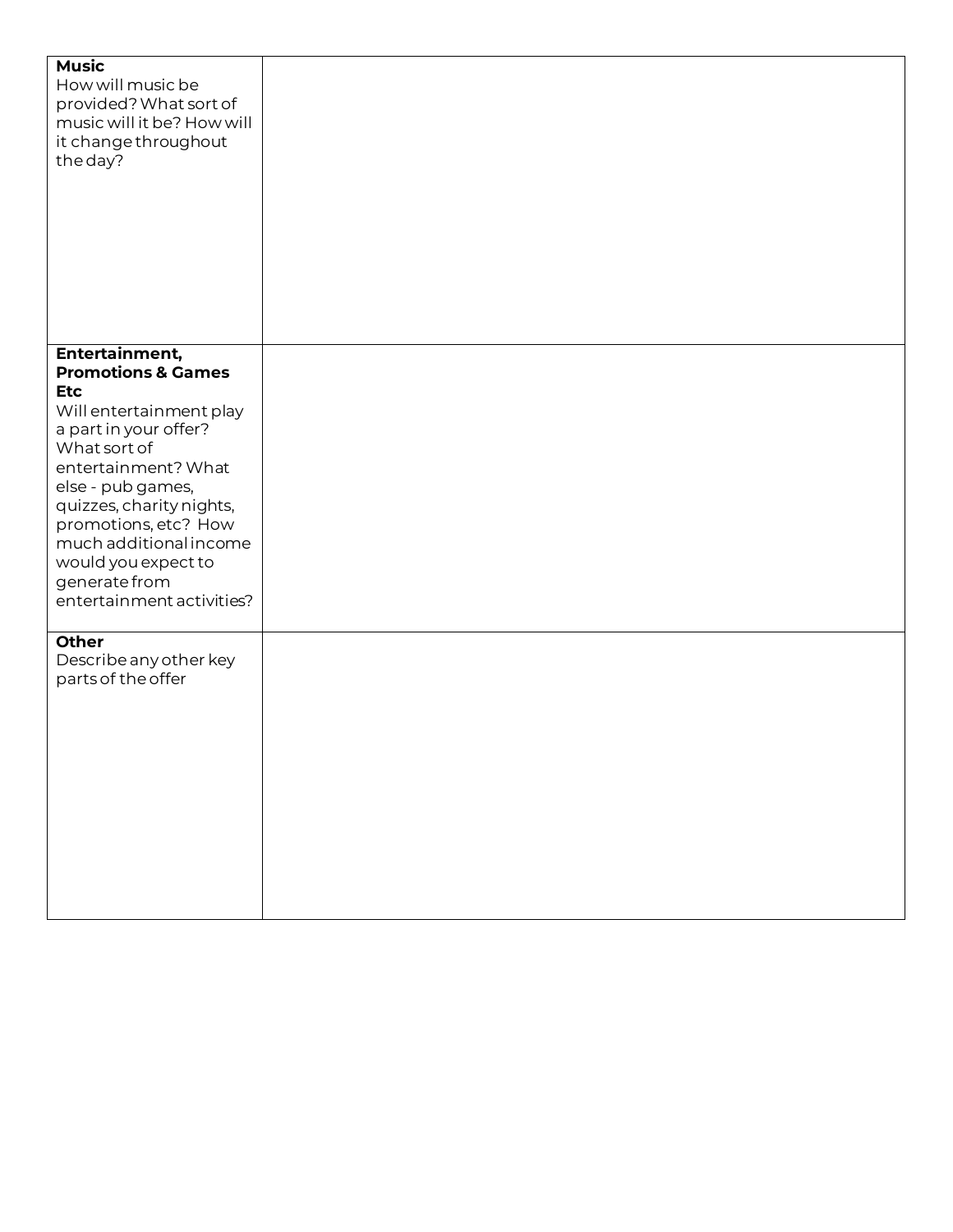| | |
|---|---|
| **Music**<br>How will music be provided? What sort of music will it be? How will it change throughout the day? | |
| **Entertainment, Promotions & Games Etc**<br>Will entertainment play a part in your offer? What sort of entertainment? What else - pub games, quizzes, charity nights, promotions, etc? How much additional income would you expect to generate from entertainment activities? | |
| **Other**<br>Describe any other key parts of the offer | |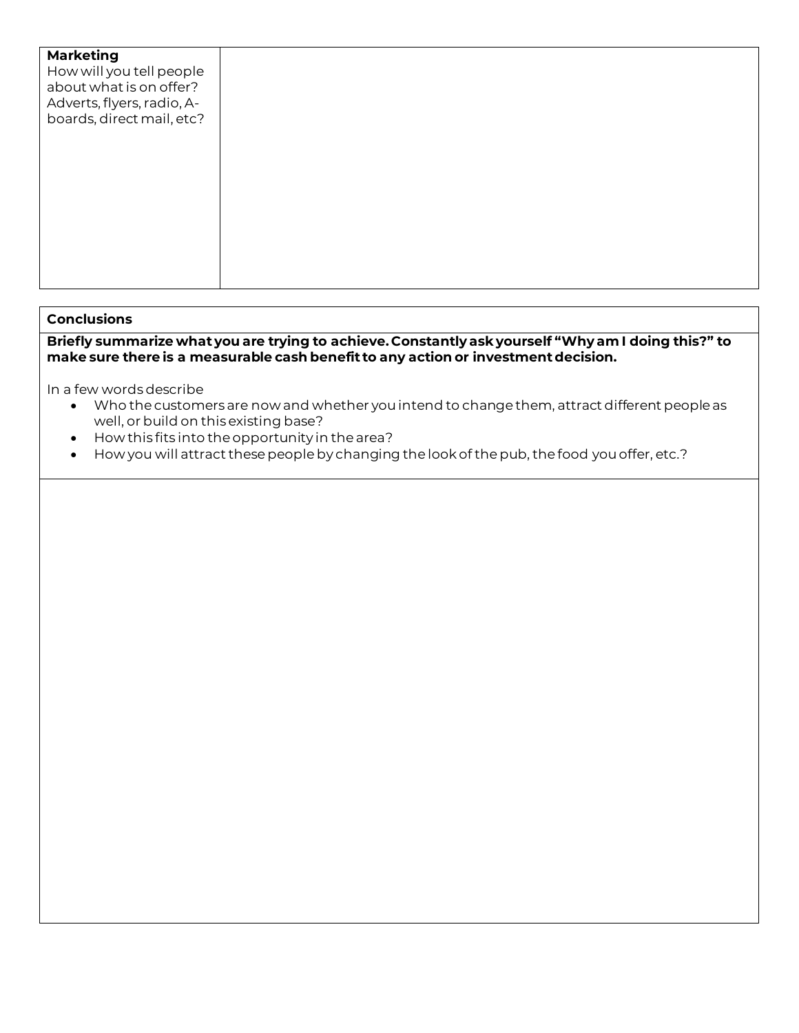| | |
|---|---|
| **Marketing**<br>How will you tell people about what is on offer? Adverts, flyers, radio, A-boards, direct mail, etc? | |

| |
|---|
| **Conclusions** |
| **Briefly summarize what you are trying to achieve. Constantly ask yourself "Why am I doing this?" to make sure there is a measurable cash benefit to any action or investment decision.**<br><br>In a few words describe<br>• Who the customers are now and whether you intend to change them, attract different people as well, or build on this existing base?<br>• How this fits into the opportunity in the area?<br>• How you will attract these people by changing the look of the pub, the food you offer, etc.? |
| |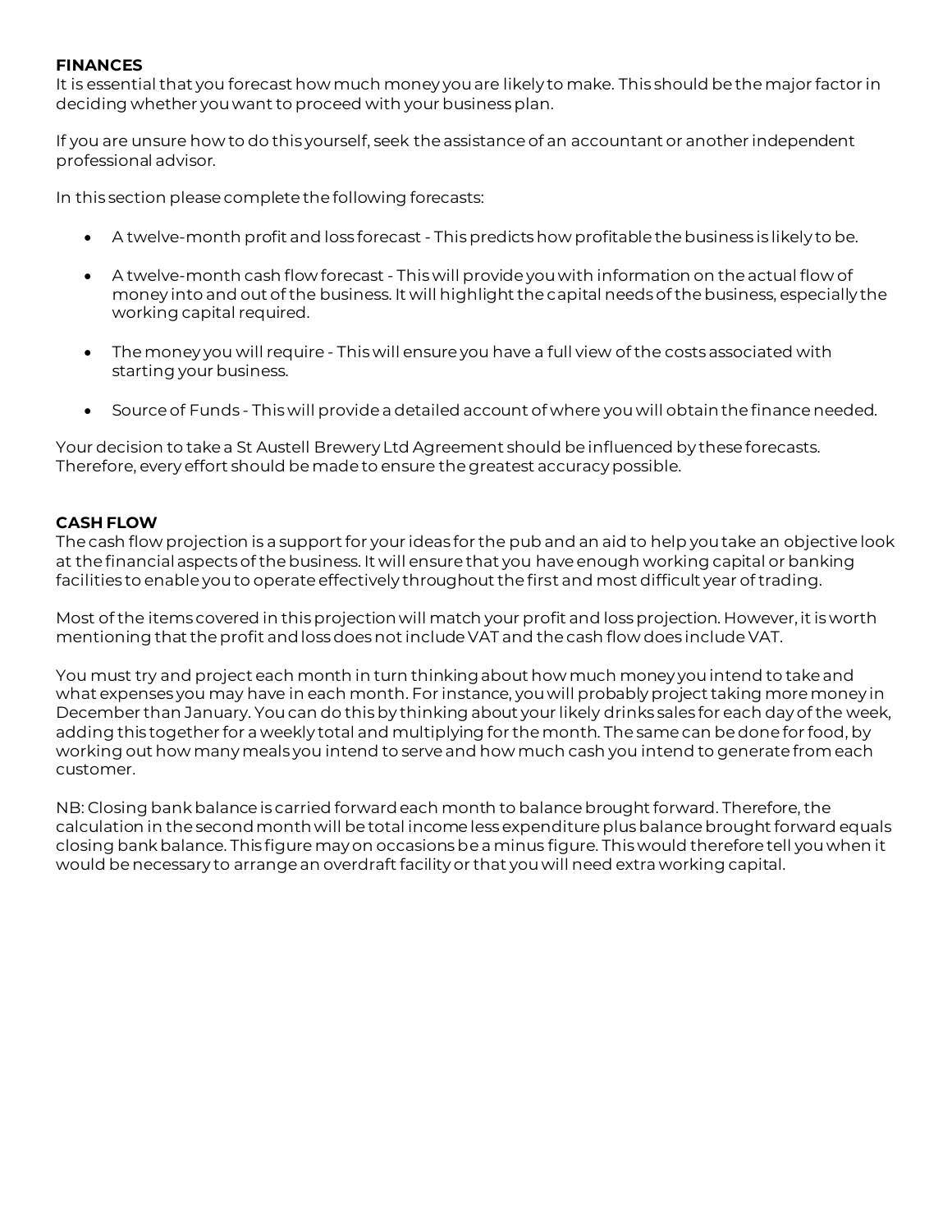## FINANCES

It is essential that you forecast how much money you are likely to make. This should be the major factor in deciding whether you want to proceed with your business plan.

If you are unsure how to do this yourself, seek the assistance of an accountant or another independent professional advisor.

In this section please complete the following forecasts:

- A twelve-month profit and loss forecast - This predicts how profitable the business is likely to be.
- A twelve-month cash flow forecast - This will provide you with information on the actual flow of money into and out of the business. It will highlight the capital needs of the business, especially the working capital required.
- The money you will require - This will ensure you have a full view of the costs associated with starting your business.
- Source of Funds - This will provide a detailed account of where you will obtain the finance needed.

Your decision to take a St Austell Brewery Ltd Agreement should be influenced by these forecasts. Therefore, every effort should be made to ensure the greatest accuracy possible.

## CASH FLOW

The cash flow projection is a support for your ideas for the pub and an aid to help you take an objective look at the financial aspects of the business. It will ensure that you have enough working capital or banking facilities to enable you to operate effectively throughout the first and most difficult year of trading.

Most of the items covered in this projection will match your profit and loss projection. However, it is worth mentioning that the profit and loss does not include VAT and the cash flow does include VAT.

You must try and project each month in turn thinking about how much money you intend to take and what expenses you may have in each month. For instance, you will probably project taking more money in December than January. You can do this by thinking about your likely drinks sales for each day of the week, adding this together for a weekly total and multiplying for the month. The same can be done for food, by working out how many meals you intend to serve and how much cash you intend to generate from each customer.

NB: Closing bank balance is carried forward each month to balance brought forward. Therefore, the calculation in the second month will be total income less expenditure plus balance brought forward equals closing bank balance. This figure may on occasions be a minus figure. This would therefore tell you when it would be necessary to arrange an overdraft facility or that you will need extra working capital.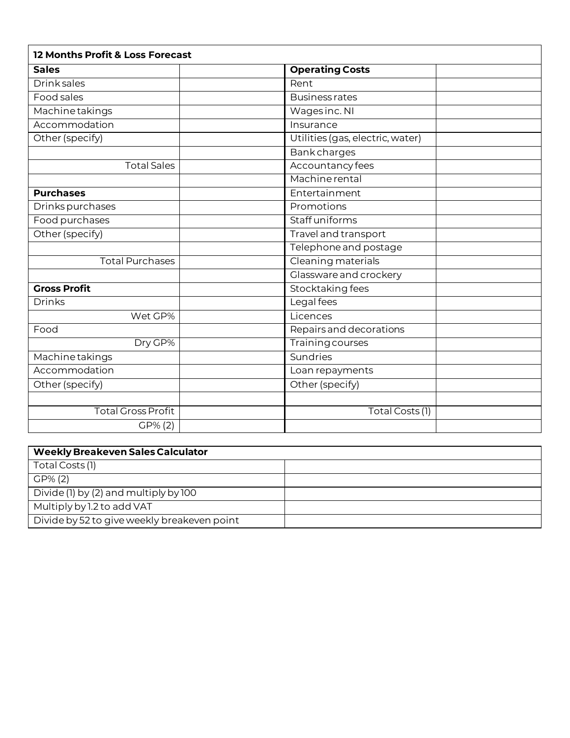| 12 Months Profit & Loss Forecast | | | |
|---|---|---|---|
| **Sales** | | **Operating Costs** | |
| Drink sales | | Rent | |
| Food sales | | Business rates | |
| Machine takings | | Wages inc. NI | |
| Accommodation | | Insurance | |
| Other (specify) | | Utilities (gas, electric, water) | |
| | | Bank charges | |
| Total Sales | | Accountancy fees | |
| | | Machine rental | |
| **Purchases** | | Entertainment | |
| Drinks purchases | | Promotions | |
| Food purchases | | Staff uniforms | |
| Other (specify) | | Travel and transport | |
| | | Telephone and postage | |
| Total Purchases | | Cleaning materials | |
| | | Glassware and crockery | |
| **Gross Profit** | | Stocktaking fees | |
| Drinks | | Legal fees | |
| Wet GP% | | Licences | |
| Food | | Repairs and decorations | |
| Dry GP% | | Training courses | |
| Machine takings | | Sundries | |
| Accommodation | | Loan repayments | |
| Other (specify) | | Other (specify) | |
| | | | |
| Total Gross Profit | | Total Costs (1) | |
| GP% (2) | | | |

| Weekly Breakeven Sales Calculator | |
|---|---|
| Total Costs (1) | |
| GP% (2) | |
| Divide (1) by (2) and multiply by 100 | |
| Multiply by 1.2 to add VAT | |
| Divide by 52 to give weekly breakeven point | |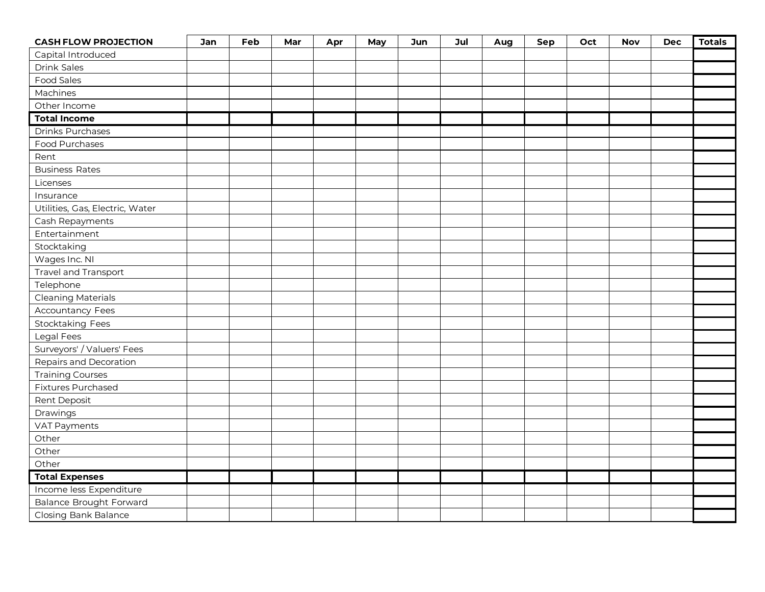| CASH FLOW PROJECTION | Jan | Feb | Mar | Apr | May | Jun | Jul | Aug | Sep | Oct | Nov | Dec | Totals |
|---|---|---|---|---|---|---|---|---|---|---|---|---|---|
| Capital Introduced | | | | | | | | | | | | | |
| Drink Sales | | | | | | | | | | | | | |
| Food Sales | | | | | | | | | | | | | |
| Machines | | | | | | | | | | | | | |
| Other Income | | | | | | | | | | | | | |
| **Total Income** | | | | | | | | | | | | | |
| Drinks Purchases | | | | | | | | | | | | | |
| Food Purchases | | | | | | | | | | | | | |
| Rent | | | | | | | | | | | | | |
| Business Rates | | | | | | | | | | | | | |
| Licenses | | | | | | | | | | | | | |
| Insurance | | | | | | | | | | | | | |
| Utilities, Gas, Electric, Water | | | | | | | | | | | | | |
| Cash Repayments | | | | | | | | | | | | | |
| Entertainment | | | | | | | | | | | | | |
| Stocktaking | | | | | | | | | | | | | |
| Wages Inc. NI | | | | | | | | | | | | | |
| Travel and Transport | | | | | | | | | | | | | |
| Telephone | | | | | | | | | | | | | |
| Cleaning Materials | | | | | | | | | | | | | |
| Accountancy Fees | | | | | | | | | | | | | |
| Stocktaking Fees | | | | | | | | | | | | | |
| Legal Fees | | | | | | | | | | | | | |
| Surveyors' / Valuers' Fees | | | | | | | | | | | | | |
| Repairs and Decoration | | | | | | | | | | | | | |
| Training Courses | | | | | | | | | | | | | |
| Fixtures Purchased | | | | | | | | | | | | | |
| Rent Deposit | | | | | | | | | | | | | |
| Drawings | | | | | | | | | | | | | |
| VAT Payments | | | | | | | | | | | | | |
| Other | | | | | | | | | | | | | |
| Other | | | | | | | | | | | | | |
| Other | | | | | | | | | | | | | |
| **Total Expenses** | | | | | | | | | | | | | |
| Income less Expenditure | | | | | | | | | | | | | |
| Balance Brought Forward | | | | | | | | | | | | | |
| Closing Bank Balance | | | | | | | | | | | | | |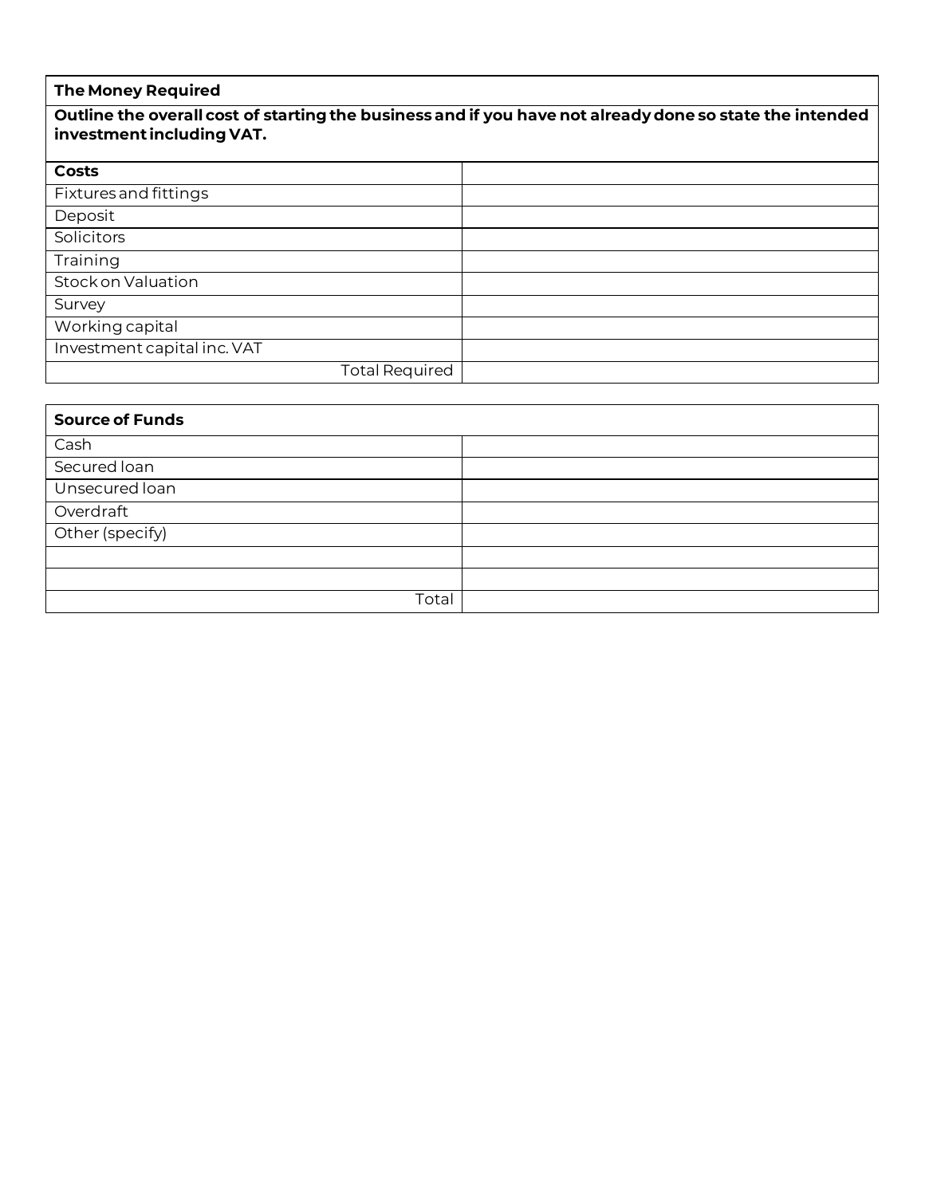**The Money Required**

**Outline the overall cost of starting the business and if you have not already done so state the intended investment including VAT.**

| **Costs** | |
|---|---|
| Fixtures and fittings | |
| Deposit | |
| Solicitors | |
| Training | |
| Stock on Valuation | |
| Survey | |
| Working capital | |
| Investment capital inc. VAT | |
| Total Required | |

| **Source of Funds** | |
|---|---|
| Cash | |
| Secured loan | |
| Unsecured loan | |
| Overdraft | |
| Other (specify) | |
| | |
| | |
| Total | |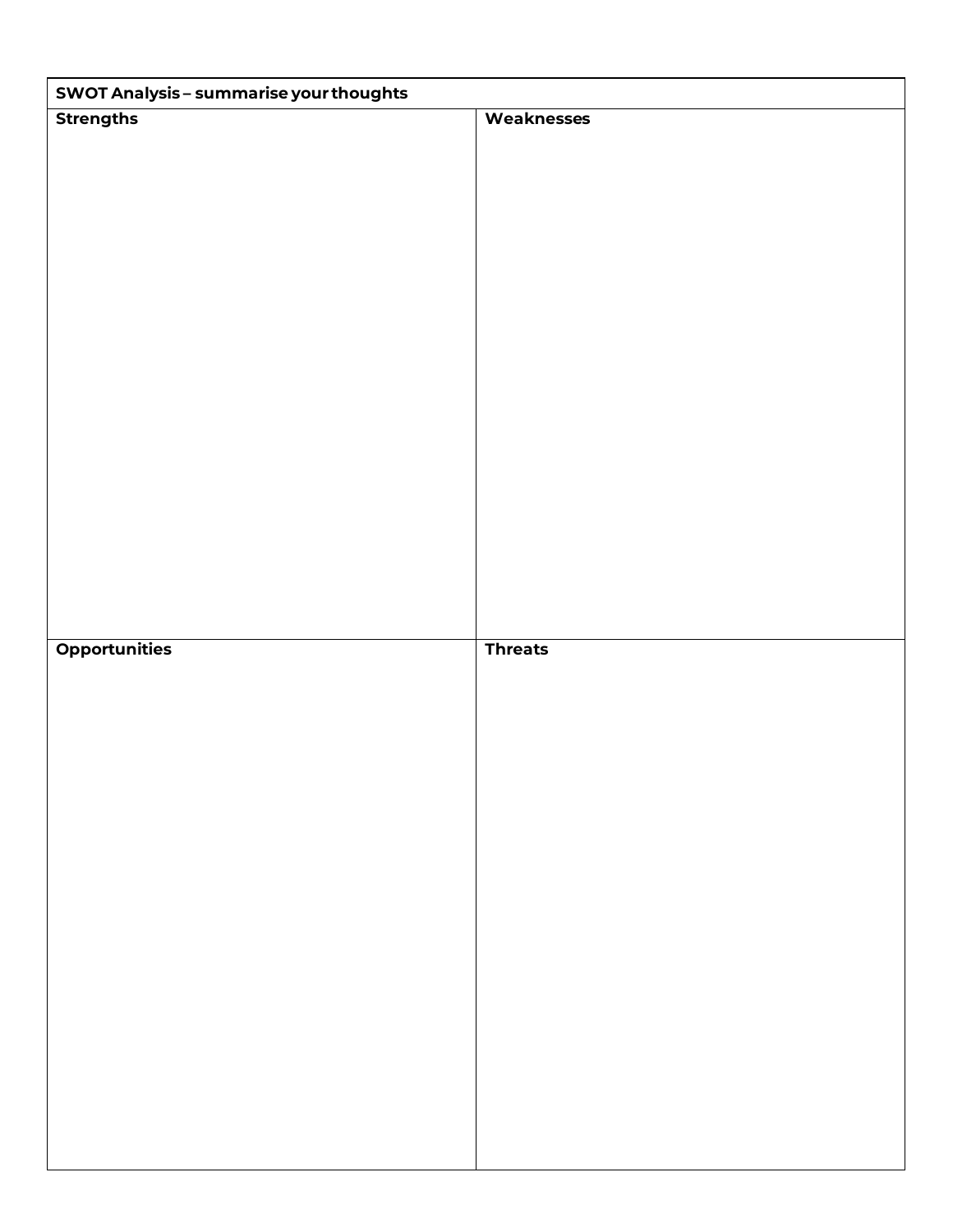| SWOT Analysis – summarise your thoughts | |
| --- | --- |
| **Strengths** | **Weaknesses** |
| **Opportunities** | **Threats** |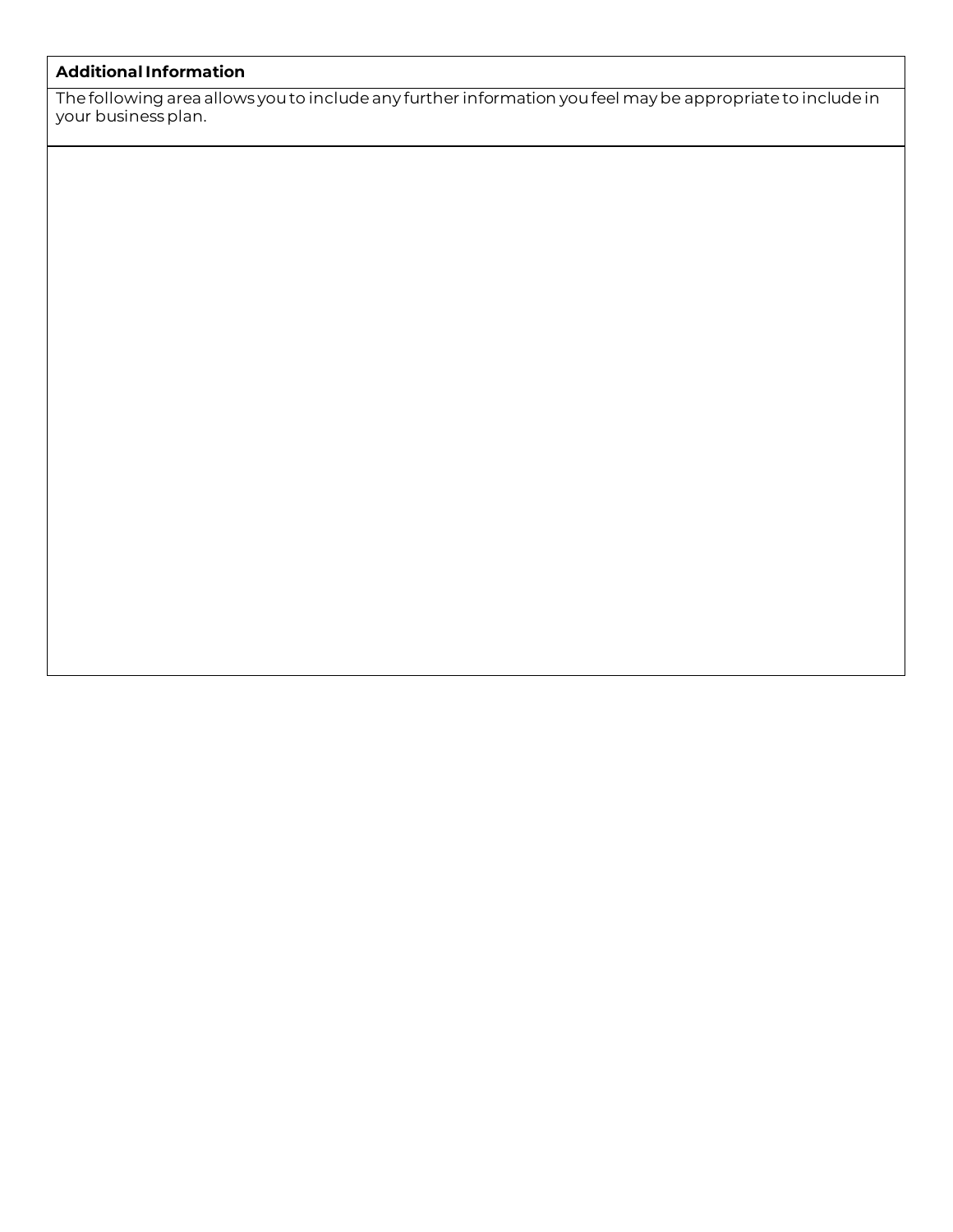| **Additional Information** |
| --- |
| The following area allows you to include any further information you feel may be appropriate to include in your business plan. |
| |